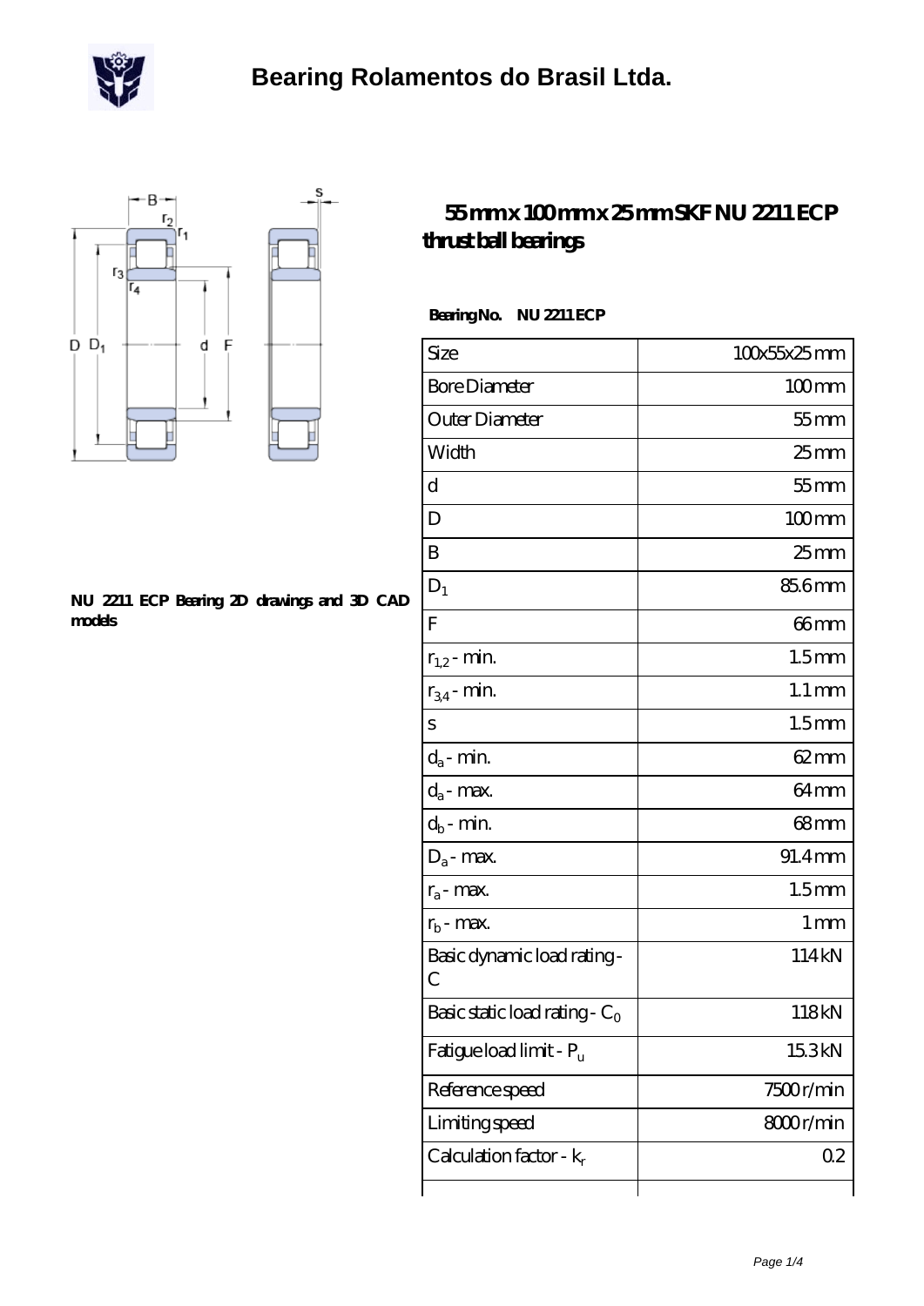# Bearing Rolamentos do Brasil Ltda.

## 55 mm x 100 mm x 25 mm SKF NU 2211 ECP thrust ball bearings

**NU 2211 ECP Bearing 2D drawings and 3D CAD models**

**Bearing No.** **NU 2211 ECP**

| | |
|---|---|
| Size | 100x55x25 mm |
| Bore Diameter | 100 mm |
| Outer Diameter | 55 mm |
| Width | 25 mm |
| d | 55 mm |
| D | 100 mm |
| B | 25 mm |
| $D_1$ | 85.6 mm |
| F | 66 mm |
| $r_{1,2}$ - min. | 1.5 mm |
| $r_{3,4}$ - min. | 1.1 mm |
| s | 1.5 mm |
| $d_a$ - min. | 62 mm |
| $d_a$ - max. | 64 mm |
| $d_b$ - min. | 68 mm |
| $D_a$ - max. | 91.4 mm |
| $r_a$ - max. | 1.5 mm |
| $r_b$ - max. | 1 mm |
| Basic dynamic load rating - C | 114 kN |
| Basic static load rating - $C_0$ | 118 kN |
| Fatigue load limit - $P_u$ | 15.3 kN |
| Reference speed | 7500 r/min |
| Limiting speed | 8000 r/min |
| Calculation factor - $k_r$ | 0.2 |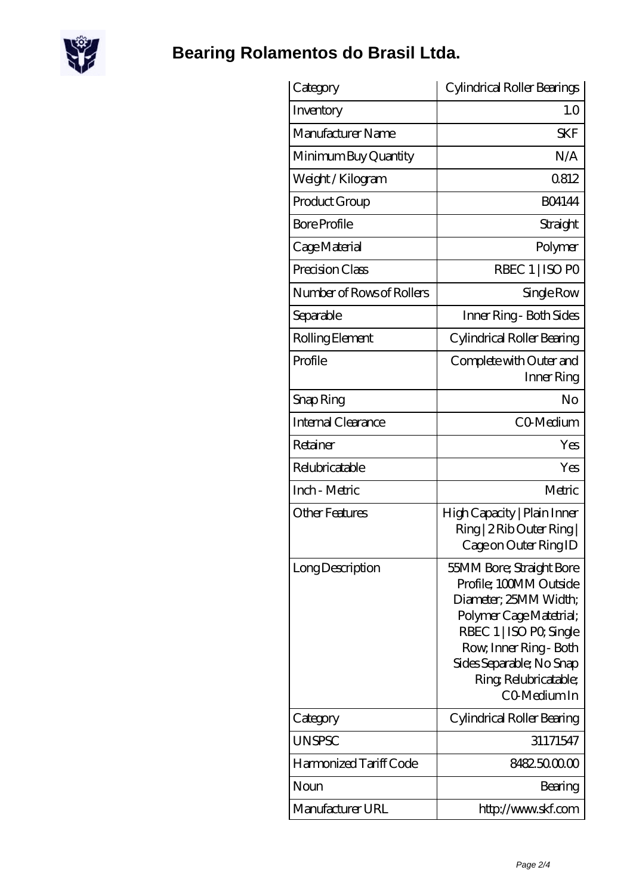# Bearing Rolamentos do Brasil Ltda.

| Category | Cylindrical Roller Bearings |
| --- | --- |
| Inventory | 1.0 |
| Manufacturer Name | SKF |
| Minimum Buy Quantity | N/A |
| Weight / Kilogram | 0.812 |
| Product Group | B04144 |
| Bore Profile | Straight |
| Cage Material | Polymer |
| Precision Class | RBEC 1 \| ISO P0 |
| Number of Rows of Rollers | Single Row |
| Separable | Inner Ring - Both Sides |
| Rolling Element | Cylindrical Roller Bearing |
| Profile | Complete with Outer and Inner Ring |
| Snap Ring | No |
| Internal Clearance | C0-Medium |
| Retainer | Yes |
| Relubricatable | Yes |
| Inch - Metric | Metric |
| Other Features | High Capacity \| Plain Inner Ring \| 2 Rib Outer Ring \| Cage on Outer Ring ID |
| Long Description | 55MM Bore; Straight Bore Profile; 100MM Outside Diameter; 25MM Width; Polymer Cage Matetrial; RBEC 1 \| ISO P0; Single Row; Inner Ring - Both Sides Separable; No Snap Ring; Relubricatable; C0-Medium In |
| Category | Cylindrical Roller Bearing |
| UNSPSC | 31171547 |
| Harmonized Tariff Code | 8482.50.00.00 |
| Noun | Bearing |
| Manufacturer URL | http://www.skf.com |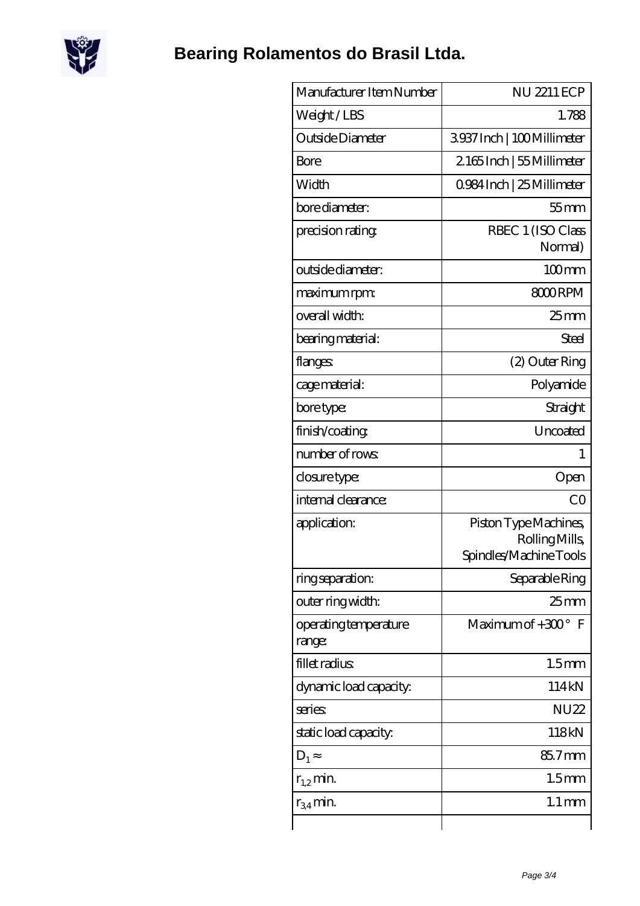# Bearing Rolamentos do Brasil Ltda.

| Manufacturer Item Number | NU 2211 ECP |
|---|---|
| Weight / LBS | 1.788 |
| Outside Diameter | 3.937 Inch \| 100 Millimeter |
| Bore | 2.165 Inch \| 55 Millimeter |
| Width | 0.984 Inch \| 25 Millimeter |
| bore diameter: | 55 mm |
| precision rating: | RBEC 1 (ISO Class Normal) |
| outside diameter: | 100 mm |
| maximum rpm: | 8000 RPM |
| overall width: | 25 mm |
| bearing material: | Steel |
| flanges: | (2) Outer Ring |
| cage material: | Polyamide |
| bore type: | Straight |
| finish/coating: | Uncoated |
| number of rows: | 1 |
| closure type: | Open |
| internal clearance: | C0 |
| application: | Piston Type Machines, Rolling Mills, Spindles/Machine Tools |
| ring separation: | Separable Ring |
| outer ring width: | 25 mm |
| operating temperature range: | Maximum of +300° F |
| fillet radius: | 1.5 mm |
| dynamic load capacity: | 114 kN |
| series: | NU22 |
| static load capacity: | 118 kN |
| $D_1 \approx$ | 85.7 mm |
| $r_{1,2}$ min. | 1.5 mm |
| $r_{3,4}$ min. | 1.1 mm |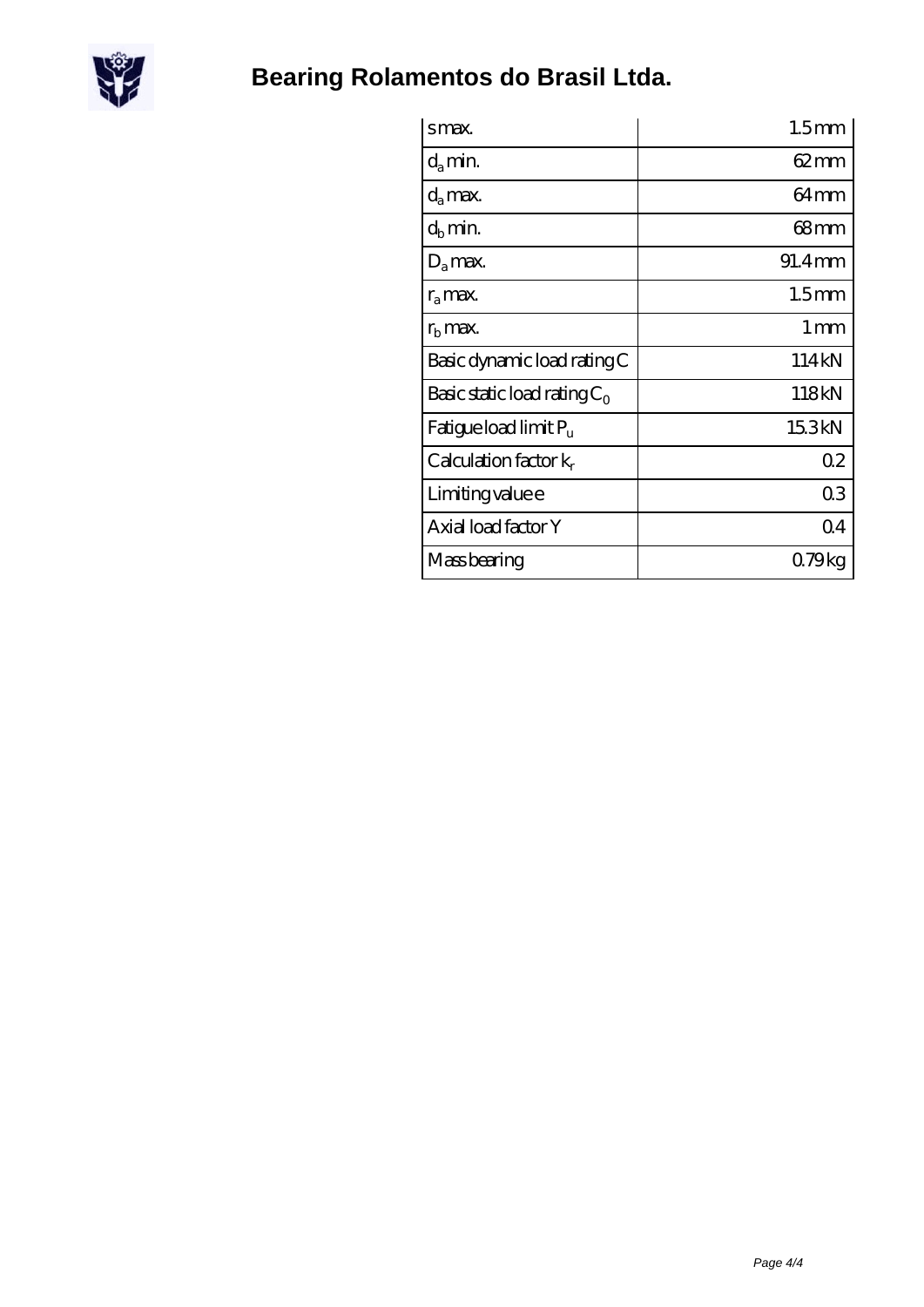| | |
|---|---|
| s max. | 1.5 mm |
| $d_a$ min. | 62 mm |
| $d_a$ max. | 64 mm |
| $d_b$ min. | 68 mm |
| $D_a$ max. | 91.4 mm |
| $r_a$ max. | 1.5 mm |
| $r_b$ max. | 1 mm |
| Basic dynamic load rating C | 114 kN |
| Basic static load rating $C_0$ | 118 kN |
| Fatigue load limit $P_u$ | 15.3 kN |
| Calculation factor $k_r$ | 0.2 |
| Limiting value e | 0.3 |
| Axial load factor Y | 0.4 |
| Mass bearing | 0.79 kg |